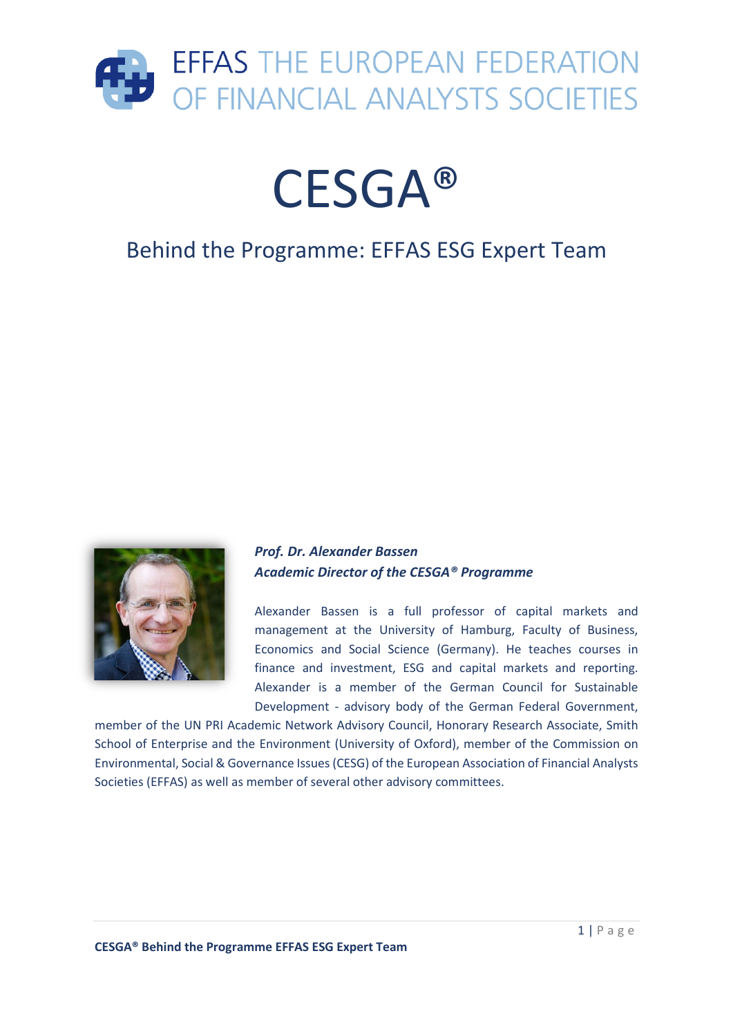EFFAS THE EUROPEAN FEDERATION OF FINANCIAL ANALYSTS SOCIETIES

# CESGA®

## Behind the Programme: EFFAS ESG Expert Team

***Prof. Dr. Alexander Bassen***
***Academic Director of the CESGA® Programme***

Alexander Bassen is a full professor of capital markets and management at the University of Hamburg, Faculty of Business, Economics and Social Science (Germany). He teaches courses in finance and investment, ESG and capital markets and reporting. Alexander is a member of the German Council for Sustainable Development - advisory body of the German Federal Government, member of the UN PRI Academic Network Advisory Council, Honorary Research Associate, Smith School of Enterprise and the Environment (University of Oxford), member of the Commission on Environmental, Social & Governance Issues (CESG) of the European Association of Financial Analysts Societies (EFFAS) as well as member of several other advisory committees.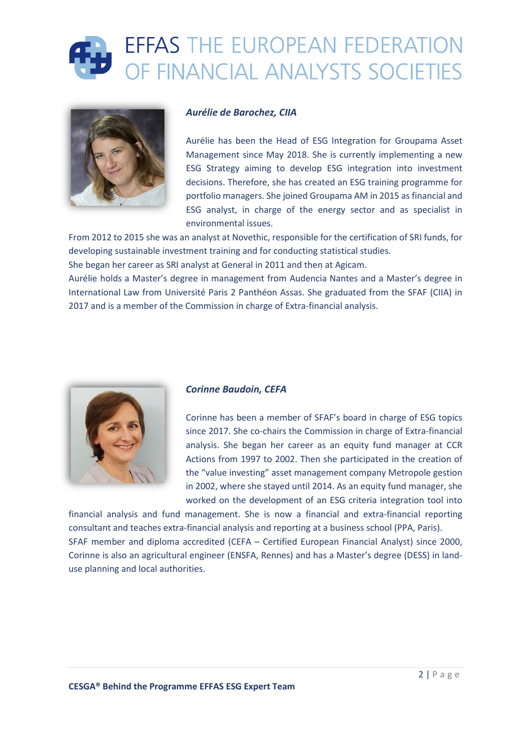### *Aurélie de Barochez, CIIA*

Aurélie has been the Head of ESG Integration for Groupama Asset Management since May 2018. She is currently implementing a new ESG Strategy aiming to develop ESG integration into investment decisions. Therefore, she has created an ESG training programme for portfolio managers. She joined Groupama AM in 2015 as financial and ESG analyst, in charge of the energy sector and as specialist in environmental issues.

From 2012 to 2015 she was an analyst at Novethic, responsible for the certification of SRI funds, for developing sustainable investment training and for conducting statistical studies.

She began her career as SRI analyst at General in 2011 and then at Agicam.

Aurélie holds a Master's degree in management from Audencia Nantes and a Master's degree in International Law from Université Paris 2 Panthéon Assas. She graduated from the SFAF (CIIA) in 2017 and is a member of the Commission in charge of Extra-financial analysis.

### *Corinne Baudoin, CEFA*

Corinne has been a member of SFAF's board in charge of ESG topics since 2017. She co-chairs the Commission in charge of Extra-financial analysis. She began her career as an equity fund manager at CCR Actions from 1997 to 2002. Then she participated in the creation of the "value investing" asset management company Metropole gestion in 2002, where she stayed until 2014. As an equity fund manager, she worked on the development of an ESG criteria integration tool into financial analysis and fund management. She is now a financial and extra-financial reporting consultant and teaches extra-financial analysis and reporting at a business school (PPA, Paris).

SFAF member and diploma accredited (CEFA – Certified European Financial Analyst) since 2000, Corinne is also an agricultural engineer (ENSFA, Rennes) and has a Master's degree (DESS) in land-use planning and local authorities.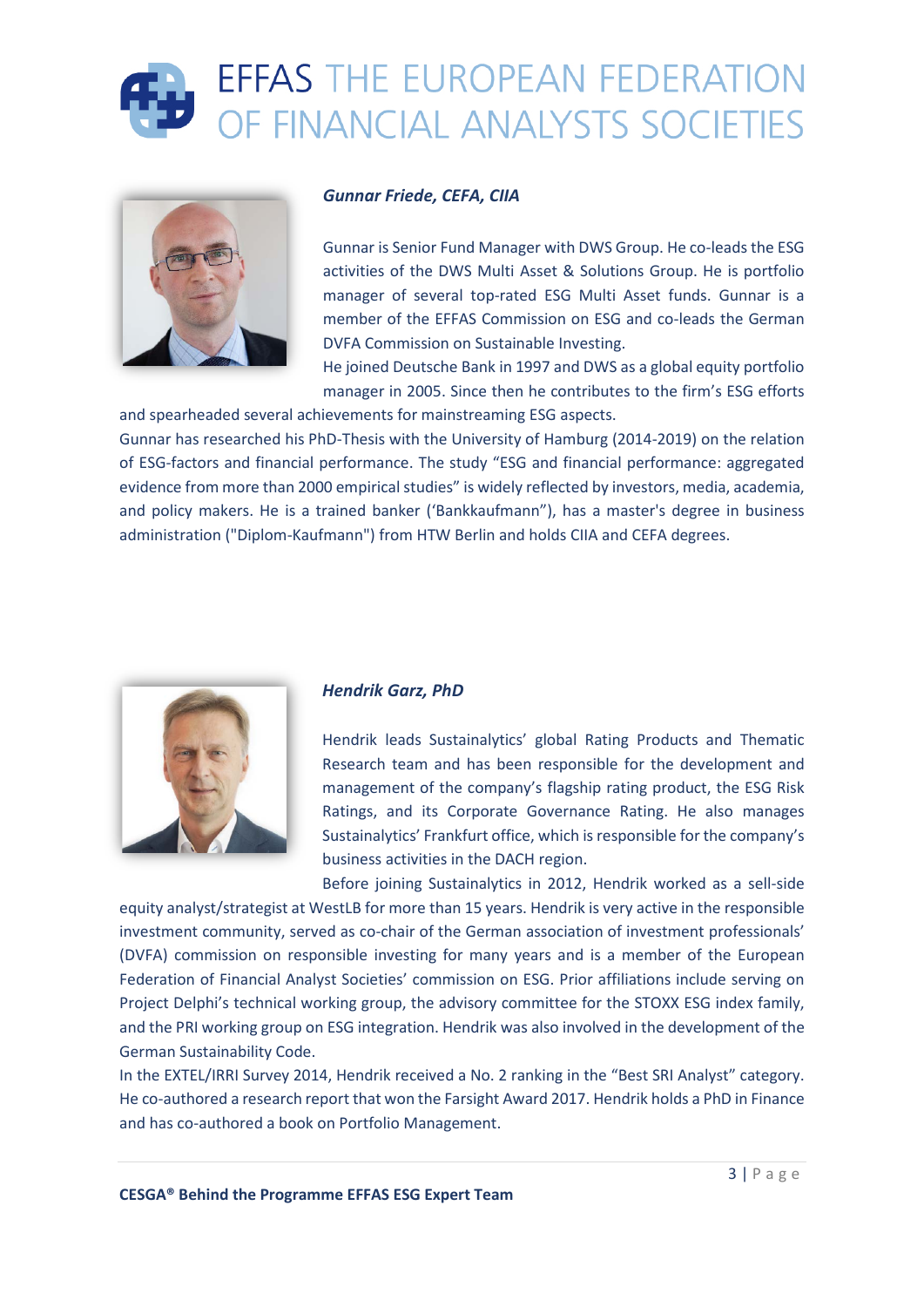### *Gunnar Friede, CEFA, CIIA*

Gunnar is Senior Fund Manager with DWS Group. He co-leads the ESG activities of the DWS Multi Asset & Solutions Group. He is portfolio manager of several top-rated ESG Multi Asset funds. Gunnar is a member of the EFFAS Commission on ESG and co-leads the German DVFA Commission on Sustainable Investing.

He joined Deutsche Bank in 1997 and DWS as a global equity portfolio manager in 2005. Since then he contributes to the firm's ESG efforts and spearheaded several achievements for mainstreaming ESG aspects.

Gunnar has researched his PhD-Thesis with the University of Hamburg (2014-2019) on the relation of ESG-factors and financial performance. The study "ESG and financial performance: aggregated evidence from more than 2000 empirical studies" is widely reflected by investors, media, academia, and policy makers. He is a trained banker ('Bankkaufmann"), has a master's degree in business administration ("Diplom-Kaufmann") from HTW Berlin and holds CIIA and CEFA degrees.

### *Hendrik Garz, PhD*

Hendrik leads Sustainalytics' global Rating Products and Thematic Research team and has been responsible for the development and management of the company's flagship rating product, the ESG Risk Ratings, and its Corporate Governance Rating. He also manages Sustainalytics' Frankfurt office, which is responsible for the company's business activities in the DACH region.

Before joining Sustainalytics in 2012, Hendrik worked as a sell-side equity analyst/strategist at WestLB for more than 15 years. Hendrik is very active in the responsible investment community, served as co-chair of the German association of investment professionals' (DVFA) commission on responsible investing for many years and is a member of the European Federation of Financial Analyst Societies' commission on ESG. Prior affiliations include serving on Project Delphi's technical working group, the advisory committee for the STOXX ESG index family, and the PRI working group on ESG integration. Hendrik was also involved in the development of the German Sustainability Code.

In the EXTEL/IRRI Survey 2014, Hendrik received a No. 2 ranking in the "Best SRI Analyst" category. He co-authored a research report that won the Farsight Award 2017. Hendrik holds a PhD in Finance and has co-authored a book on Portfolio Management.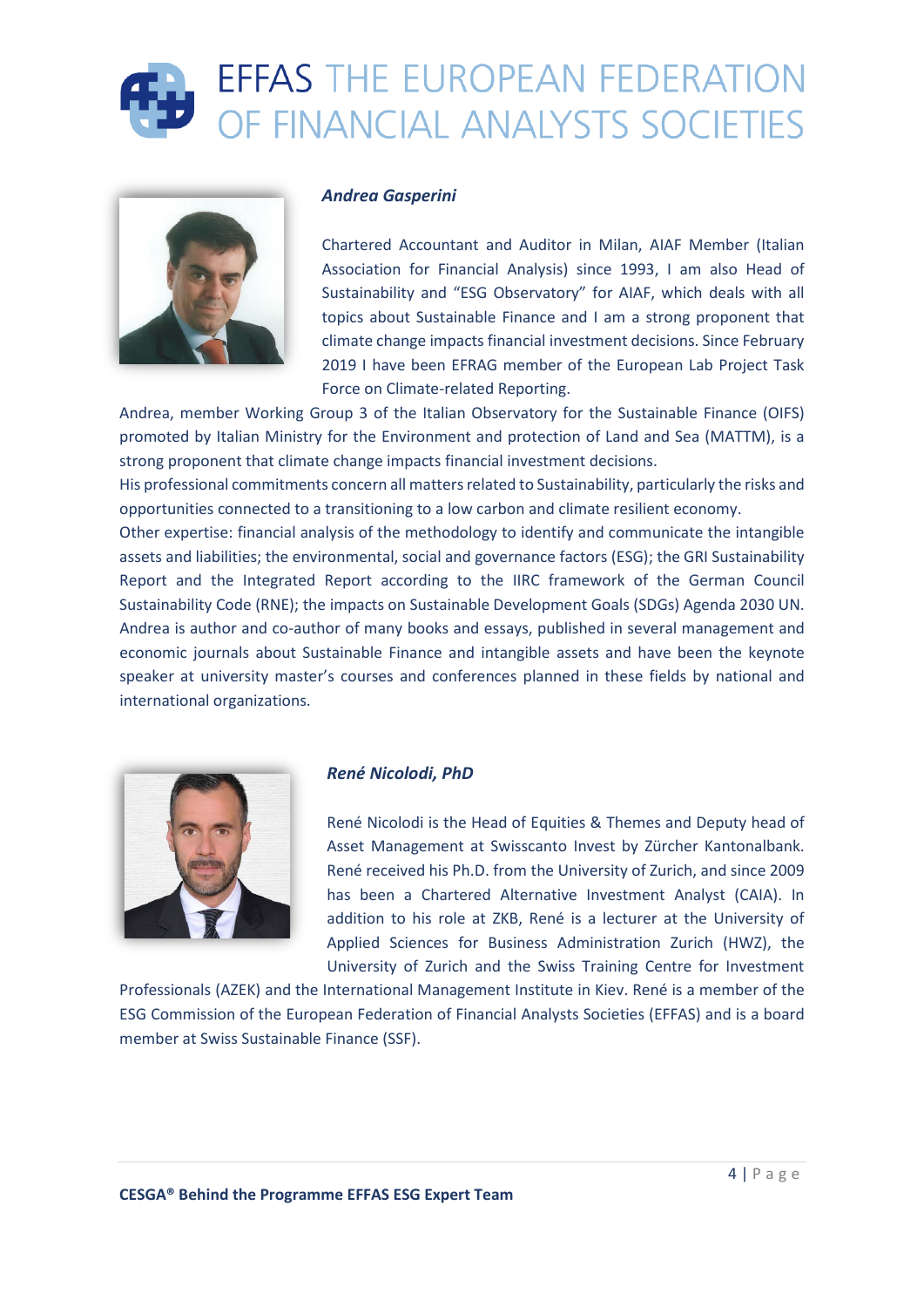### *Andrea Gasperini*

Chartered Accountant and Auditor in Milan, AIAF Member (Italian Association for Financial Analysis) since 1993, I am also Head of Sustainability and "ESG Observatory" for AIAF, which deals with all topics about Sustainable Finance and I am a strong proponent that climate change impacts financial investment decisions. Since February 2019 I have been EFRAG member of the European Lab Project Task Force on Climate-related Reporting.

Andrea, member Working Group 3 of the Italian Observatory for the Sustainable Finance (OIFS) promoted by Italian Ministry for the Environment and protection of Land and Sea (MATTM), is a strong proponent that climate change impacts financial investment decisions.

His professional commitments concern all matters related to Sustainability, particularly the risks and opportunities connected to a transitioning to a low carbon and climate resilient economy.

Other expertise: financial analysis of the methodology to identify and communicate the intangible assets and liabilities; the environmental, social and governance factors (ESG); the GRI Sustainability Report and the Integrated Report according to the IIRC framework of the German Council Sustainability Code (RNE); the impacts on Sustainable Development Goals (SDGs) Agenda 2030 UN.

Andrea is author and co-author of many books and essays, published in several management and economic journals about Sustainable Finance and intangible assets and have been the keynote speaker at university master's courses and conferences planned in these fields by national and international organizations.

### *René Nicolodi, PhD*

René Nicolodi is the Head of Equities & Themes and Deputy head of Asset Management at Swisscanto Invest by Zürcher Kantonalbank. René received his Ph.D. from the University of Zurich, and since 2009 has been a Chartered Alternative Investment Analyst (CAIA). In addition to his role at ZKB, René is a lecturer at the University of Applied Sciences for Business Administration Zurich (HWZ), the University of Zurich and the Swiss Training Centre for Investment Professionals (AZEK) and the International Management Institute in Kiev. René is a member of the ESG Commission of the European Federation of Financial Analysts Societies (EFFAS) and is a board member at Swiss Sustainable Finance (SSF).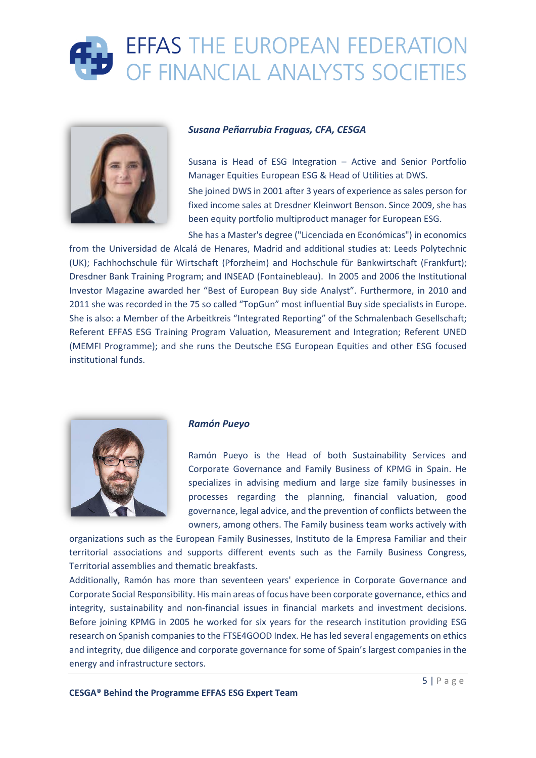### *Susana Peñarrubia Fraguas, CFA, CESGA*

Susana is Head of ESG Integration – Active and Senior Portfolio Manager Equities European ESG & Head of Utilities at DWS.

She joined DWS in 2001 after 3 years of experience as sales person for fixed income sales at Dresdner Kleinwort Benson. Since 2009, she has been equity portfolio multiproduct manager for European ESG.

She has a Master's degree ("Licenciada en Económicas") in economics from the Universidad de Alcalá de Henares, Madrid and additional studies at: Leeds Polytechnic (UK); Fachhochschule für Wirtschaft (Pforzheim) and Hochschule für Bankwirtschaft (Frankfurt); Dresdner Bank Training Program; and INSEAD (Fontainebleau). In 2005 and 2006 the Institutional Investor Magazine awarded her "Best of European Buy side Analyst". Furthermore, in 2010 and 2011 she was recorded in the 75 so called "TopGun" most influential Buy side specialists in Europe. She is also: a Member of the Arbeitkreis "Integrated Reporting" of the Schmalenbach Gesellschaft; Referent EFFAS ESG Training Program Valuation, Measurement and Integration; Referent UNED (MEMFI Programme); and she runs the Deutsche ESG European Equities and other ESG focused institutional funds.

### *Ramón Pueyo*

Ramón Pueyo is the Head of both Sustainability Services and Corporate Governance and Family Business of KPMG in Spain. He specializes in advising medium and large size family businesses in processes regarding the planning, financial valuation, good governance, legal advice, and the prevention of conflicts between the owners, among others. The Family business team works actively with organizations such as the European Family Businesses, Instituto de la Empresa Familiar and their territorial associations and supports different events such as the Family Business Congress, Territorial assemblies and thematic breakfasts.

Additionally, Ramón has more than seventeen years' experience in Corporate Governance and Corporate Social Responsibility. His main areas of focus have been corporate governance, ethics and integrity, sustainability and non-financial issues in financial markets and investment decisions. Before joining KPMG in 2005 he worked for six years for the research institution providing ESG research on Spanish companies to the FTSE4GOOD Index. He has led several engagements on ethics and integrity, due diligence and corporate governance for some of Spain's largest companies in the energy and infrastructure sectors.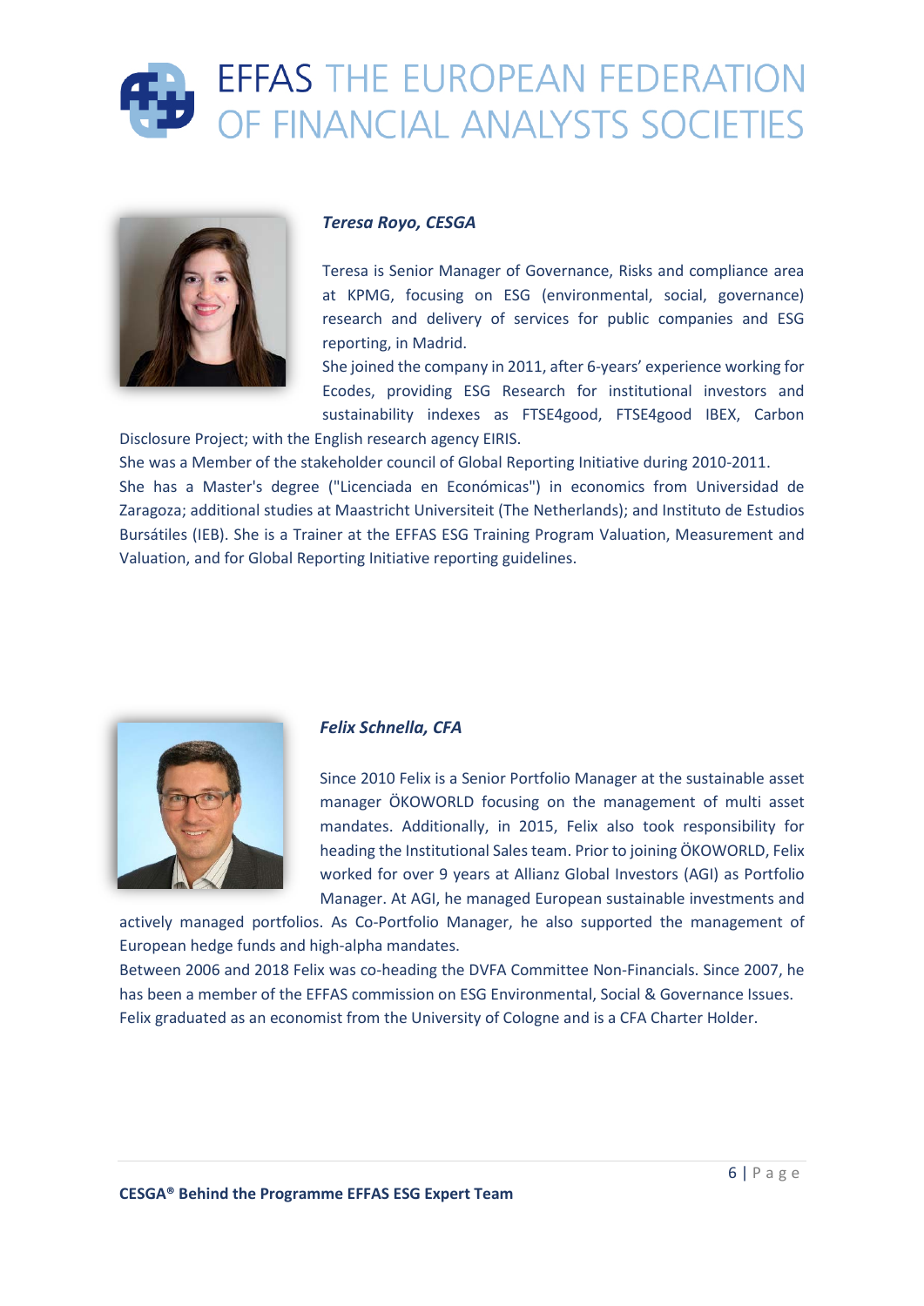### *Teresa Royo, CESGA*

Teresa is Senior Manager of Governance, Risks and compliance area at KPMG, focusing on ESG (environmental, social, governance) research and delivery of services for public companies and ESG reporting, in Madrid.

She joined the company in 2011, after 6-years' experience working for Ecodes, providing ESG Research for institutional investors and sustainability indexes as FTSE4good, FTSE4good IBEX, Carbon Disclosure Project; with the English research agency EIRIS.

She was a Member of the stakeholder council of Global Reporting Initiative during 2010-2011.

She has a Master's degree ("Licenciada en Económicas") in economics from Universidad de Zaragoza; additional studies at Maastricht Universiteit (The Netherlands); and Instituto de Estudios Bursátiles (IEB). She is a Trainer at the EFFAS ESG Training Program Valuation, Measurement and Valuation, and for Global Reporting Initiative reporting guidelines.

### *Felix Schnella, CFA*

Since 2010 Felix is a Senior Portfolio Manager at the sustainable asset manager ÖKOWORLD focusing on the management of multi asset mandates. Additionally, in 2015, Felix also took responsibility for heading the Institutional Sales team. Prior to joining ÖKOWORLD, Felix worked for over 9 years at Allianz Global Investors (AGI) as Portfolio Manager. At AGI, he managed European sustainable investments and actively managed portfolios. As Co-Portfolio Manager, he also supported the management of European hedge funds and high-alpha mandates.

Between 2006 and 2018 Felix was co-heading the DVFA Committee Non-Financials. Since 2007, he has been a member of the EFFAS commission on ESG Environmental, Social & Governance Issues.

Felix graduated as an economist from the University of Cologne and is a CFA Charter Holder.